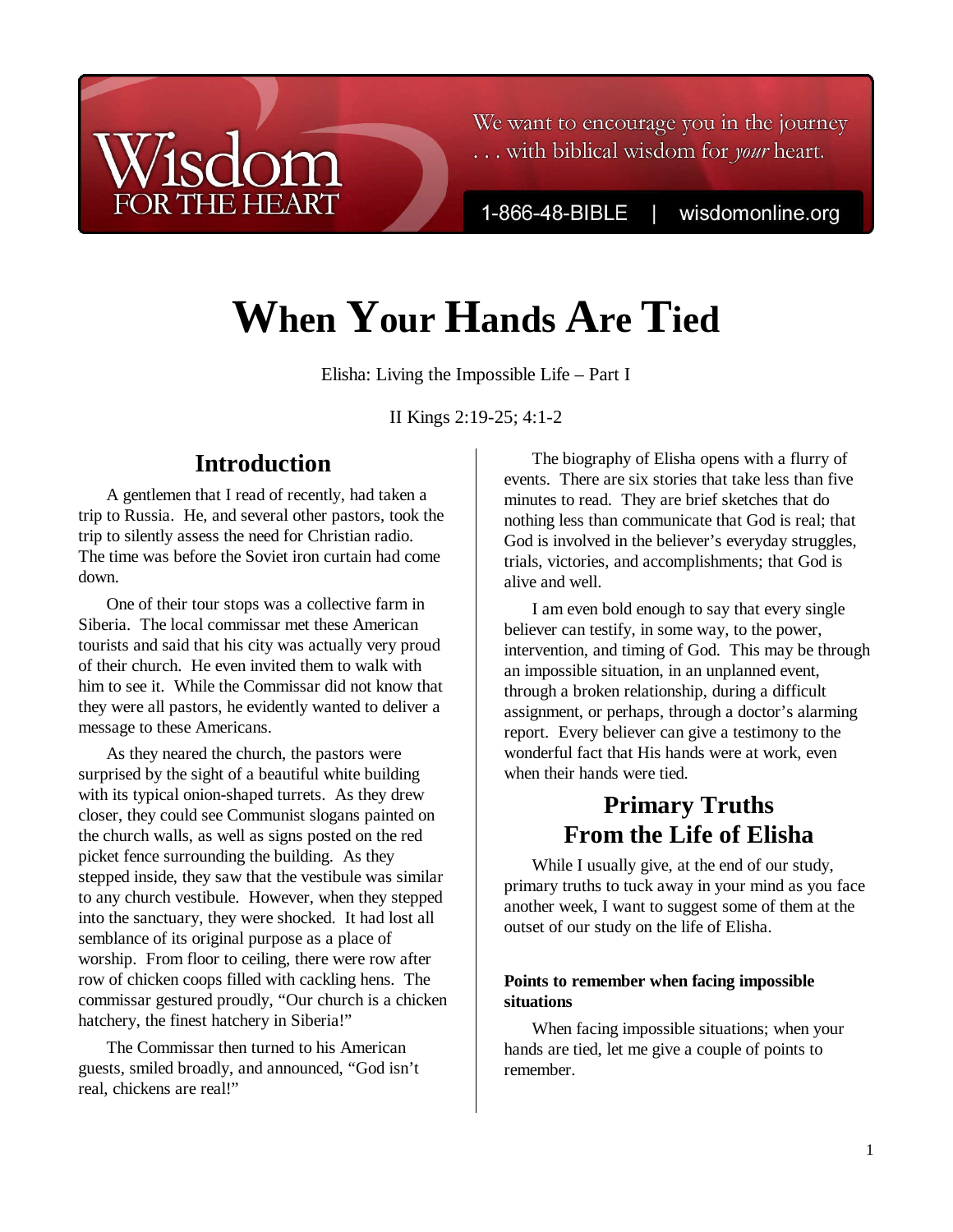# When Your Hands Are Tied

Elisha: Living the Impossible Life – Part I

II Kings 2:19-25; 4:1-2

## Introduction

A gentlemen that I read of recently, had taken a trip to Russia. He, and several other pastors, took the trip to silently assess the need for Christian radio. The time was before the Soviet iron curtain had come down.

One of their tour stops was a collective farm in Siberia. The local commissar met these American tourists and said that his city was actually very proud of their church. He even invited them to walk with him to see it. While the Commissar did not know that they were all pastors, he evidently wanted to deliver a message to these Americans.

As they neared the church, the pastors were surprised by the sight of a beautiful white building with its typical onion-shaped turrets. As they drew closer, they could see Communist slogans painted on the church walls, as well as signs posted on the red picket fence surrounding the building. As they stepped inside, they saw that the vestibule was similar to any church vestibule. However, when they stepped into the sanctuary, they were shocked. It had lost all semblance of its original purpose as a place of worship. From floor to ceiling, there were row after row of chicken coops filled with cackling hens. The commissar gestured proudly, "Our church is a chicken hatchery, the finest hatchery in Siberia!"

The Commissar then turned to his American guests, smiled broadly, and announced, "God isn't real, chickens are real!"

The biography of Elisha opens with a flurry of events. There are six stories that take less than five minutes to read. They are brief sketches that do nothing less than communicate that God is real; that God is involved in the believer's everyday struggles, trials, victories, and accomplishments; that God is alive and well.

I am even bold enough to say that every single believer can testify, in some way, to the power, intervention, and timing of God. This may be through an impossible situation, in an unplanned event, through a broken relationship, during a difficult assignment, or perhaps, through a doctor's alarming report. Every believer can give a testimony to the wonderful fact that His hands were at work, even when their hands were tied.

## Primary Truths From the Life of Elisha

While I usually give, at the end of our study, primary truths to tuck away in your mind as you face another week, I want to suggest some of them at the outset of our study on the life of Elisha.

**Points to remember when facing impossible situations**

When facing impossible situations; when your hands are tied, let me give a couple of points to remember.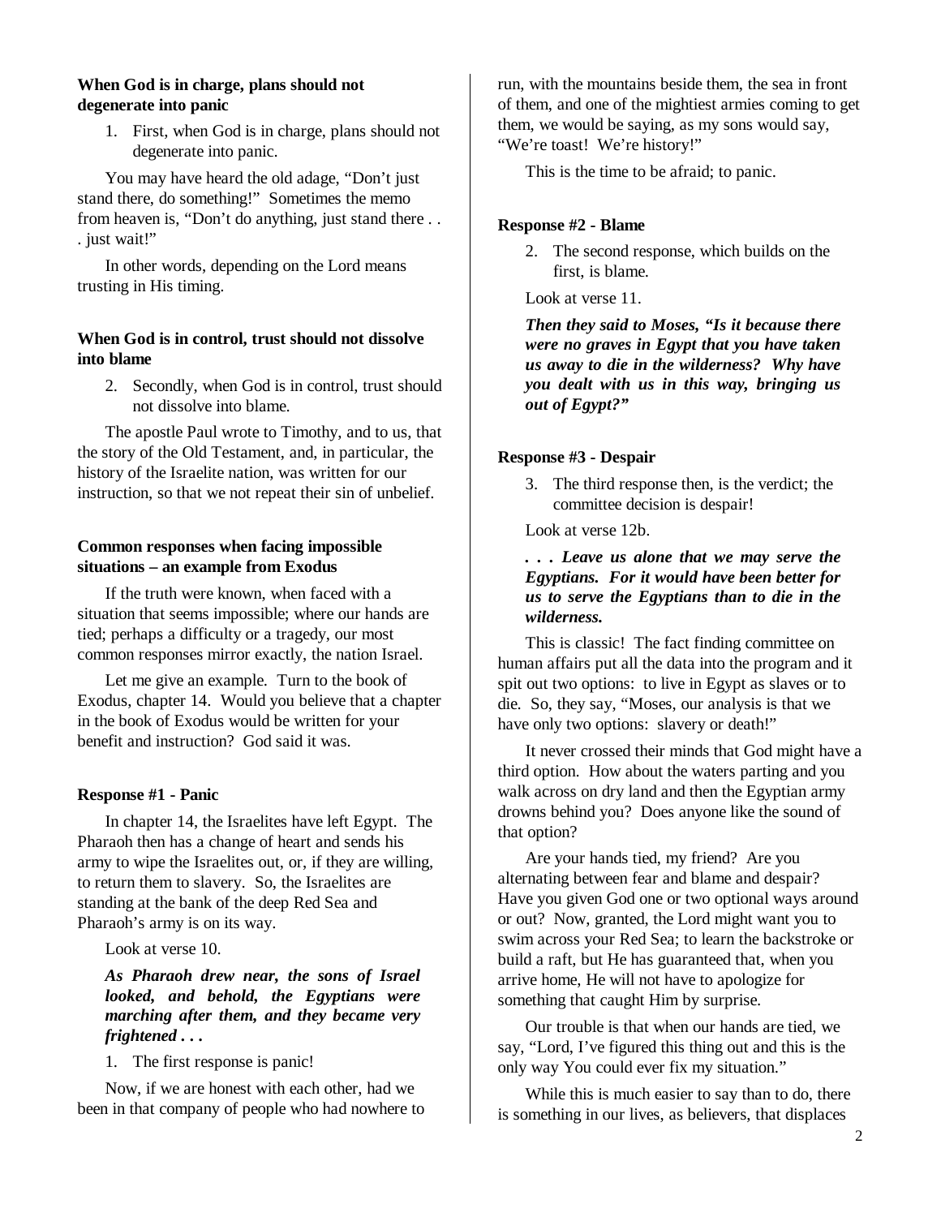### When God is in charge, plans should not degenerate into panic

1. First, when God is in charge, plans should not degenerate into panic.

You may have heard the old adage, "Don't just stand there, do something!" Sometimes the memo from heaven is, "Don't do anything, just stand there . . . just wait!"

In other words, depending on the Lord means trusting in His timing.

### When God is in control, trust should not dissolve into blame

2. Secondly, when God is in control, trust should not dissolve into blame.

The apostle Paul wrote to Timothy, and to us, that the story of the Old Testament, and, in particular, the history of the Israelite nation, was written for our instruction, so that we not repeat their sin of unbelief.

### Common responses when facing impossible situations – an example from Exodus

If the truth were known, when faced with a situation that seems impossible; where our hands are tied; perhaps a difficulty or a tragedy, our most common responses mirror exactly, the nation Israel.

Let me give an example. Turn to the book of Exodus, chapter 14. Would you believe that a chapter in the book of Exodus would be written for your benefit and instruction? God said it was.

### Response #1 - Panic

In chapter 14, the Israelites have left Egypt. The Pharaoh then has a change of heart and sends his army to wipe the Israelites out, or, if they are willing, to return them to slavery. So, the Israelites are standing at the bank of the deep Red Sea and Pharaoh's army is on its way.

Look at verse 10.

***As Pharaoh drew near, the sons of Israel looked, and behold, the Egyptians were marching after them, and they became very frightened . . .***

1. The first response is panic!

Now, if we are honest with each other, had we been in that company of people who had nowhere to run, with the mountains beside them, the sea in front of them, and one of the mightiest armies coming to get them, we would be saying, as my sons would say, "We're toast! We're history!"

This is the time to be afraid; to panic.

### Response #2 - Blame

2. The second response, which builds on the first, is blame.

Look at verse 11.

***Then they said to Moses, "Is it because there were no graves in Egypt that you have taken us away to die in the wilderness? Why have you dealt with us in this way, bringing us out of Egypt?"***

### Response #3 - Despair

3. The third response then, is the verdict; the committee decision is despair!

Look at verse 12b.

***. . . Leave us alone that we may serve the Egyptians. For it would have been better for us to serve the Egyptians than to die in the wilderness.***

This is classic! The fact finding committee on human affairs put all the data into the program and it spit out two options: to live in Egypt as slaves or to die. So, they say, "Moses, our analysis is that we have only two options: slavery or death!"

It never crossed their minds that God might have a third option. How about the waters parting and you walk across on dry land and then the Egyptian army drowns behind you? Does anyone like the sound of that option?

Are your hands tied, my friend? Are you alternating between fear and blame and despair? Have you given God one or two optional ways around or out? Now, granted, the Lord might want you to swim across your Red Sea; to learn the backstroke or build a raft, but He has guaranteed that, when you arrive home, He will not have to apologize for something that caught Him by surprise.

Our trouble is that when our hands are tied, we say, "Lord, I've figured this thing out and this is the only way You could ever fix my situation."

While this is much easier to say than to do, there is something in our lives, as believers, that displaces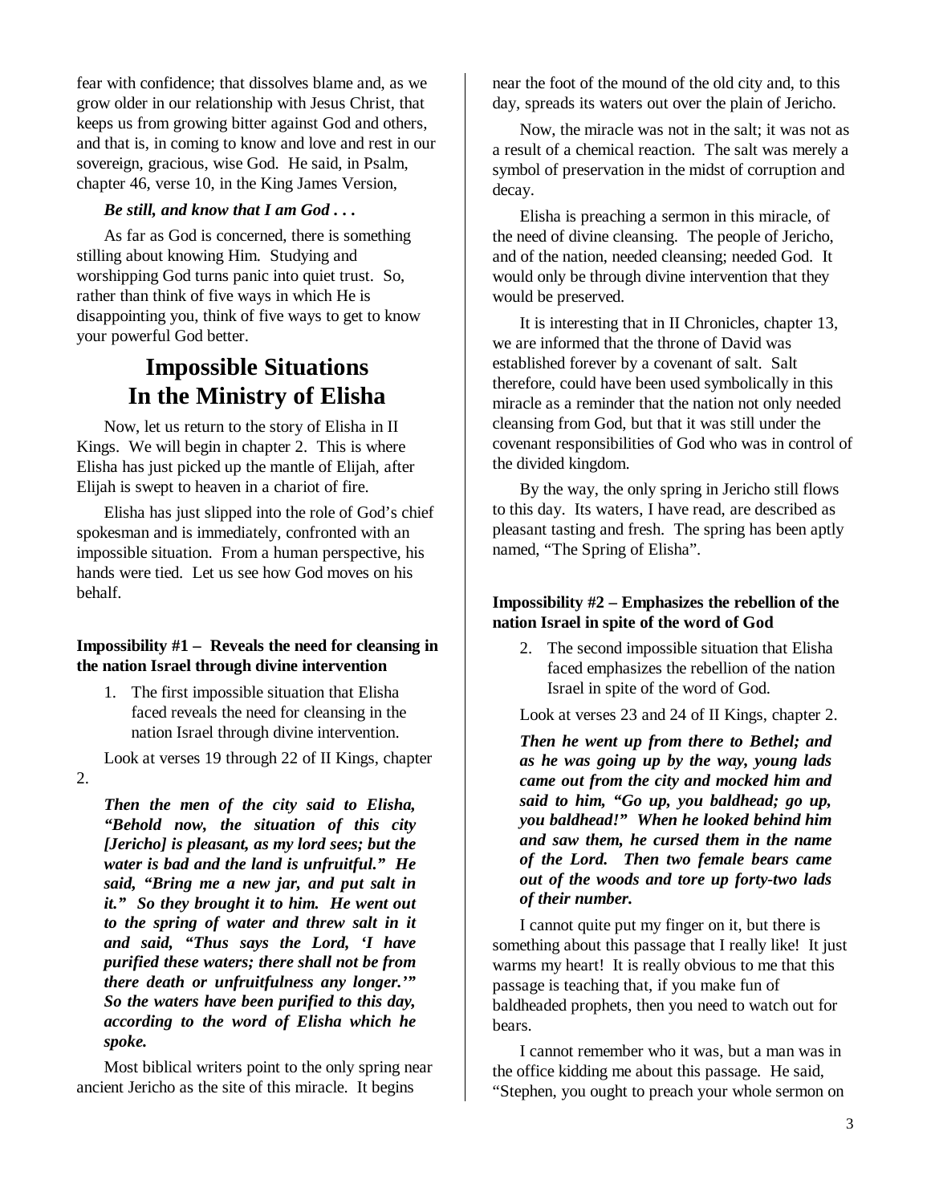fear with confidence; that dissolves blame and, as we grow older in our relationship with Jesus Christ, that keeps us from growing bitter against God and others, and that is, in coming to know and love and rest in our sovereign, gracious, wise God. He said, in Psalm, chapter 46, verse 10, in the King James Version,

***Be still, and know that I am God . . .***

As far as God is concerned, there is something stilling about knowing Him. Studying and worshipping God turns panic into quiet trust. So, rather than think of five ways in which He is disappointing you, think of five ways to get to know your powerful God better.

# Impossible Situations In the Ministry of Elisha

Now, let us return to the story of Elisha in II Kings. We will begin in chapter 2. This is where Elisha has just picked up the mantle of Elijah, after Elijah is swept to heaven in a chariot of fire.

Elisha has just slipped into the role of God's chief spokesman and is immediately, confronted with an impossible situation. From a human perspective, his hands were tied. Let us see how God moves on his behalf.

### Impossibility #1 – Reveals the need for cleansing in the nation Israel through divine intervention

1. The first impossible situation that Elisha faced reveals the need for cleansing in the nation Israel through divine intervention.

Look at verses 19 through 22 of II Kings, chapter 2.

> ***Then the men of the city said to Elisha, "Behold now, the situation of this city [Jericho] is pleasant, as my lord sees; but the water is bad and the land is unfruitful." He said, "Bring me a new jar, and put salt in it." So they brought it to him. He went out to the spring of water and threw salt in it and said, "Thus says the Lord, 'I have purified these waters; there shall not be from there death or unfruitfulness any longer.'" So the waters have been purified to this day, according to the word of Elisha which he spoke.***

Most biblical writers point to the only spring near ancient Jericho as the site of this miracle. It begins near the foot of the mound of the old city and, to this day, spreads its waters out over the plain of Jericho.

Now, the miracle was not in the salt; it was not as a result of a chemical reaction. The salt was merely a symbol of preservation in the midst of corruption and decay.

Elisha is preaching a sermon in this miracle, of the need of divine cleansing. The people of Jericho, and of the nation, needed cleansing; needed God. It would only be through divine intervention that they would be preserved.

It is interesting that in II Chronicles, chapter 13, we are informed that the throne of David was established forever by a covenant of salt. Salt therefore, could have been used symbolically in this miracle as a reminder that the nation not only needed cleansing from God, but that it was still under the covenant responsibilities of God who was in control of the divided kingdom.

By the way, the only spring in Jericho still flows to this day. Its waters, I have read, are described as pleasant tasting and fresh. The spring has been aptly named, "The Spring of Elisha".

### Impossibility #2 – Emphasizes the rebellion of the nation Israel in spite of the word of God

2. The second impossible situation that Elisha faced emphasizes the rebellion of the nation Israel in spite of the word of God.

Look at verses 23 and 24 of II Kings, chapter 2.

> ***Then he went up from there to Bethel; and as he was going up by the way, young lads came out from the city and mocked him and said to him, "Go up, you baldhead; go up, you baldhead!" When he looked behind him and saw them, he cursed them in the name of the Lord. Then two female bears came out of the woods and tore up forty-two lads of their number.***

I cannot quite put my finger on it, but there is something about this passage that I really like! It just warms my heart! It is really obvious to me that this passage is teaching that, if you make fun of baldheaded prophets, then you need to watch out for bears.

I cannot remember who it was, but a man was in the office kidding me about this passage. He said, "Stephen, you ought to preach your whole sermon on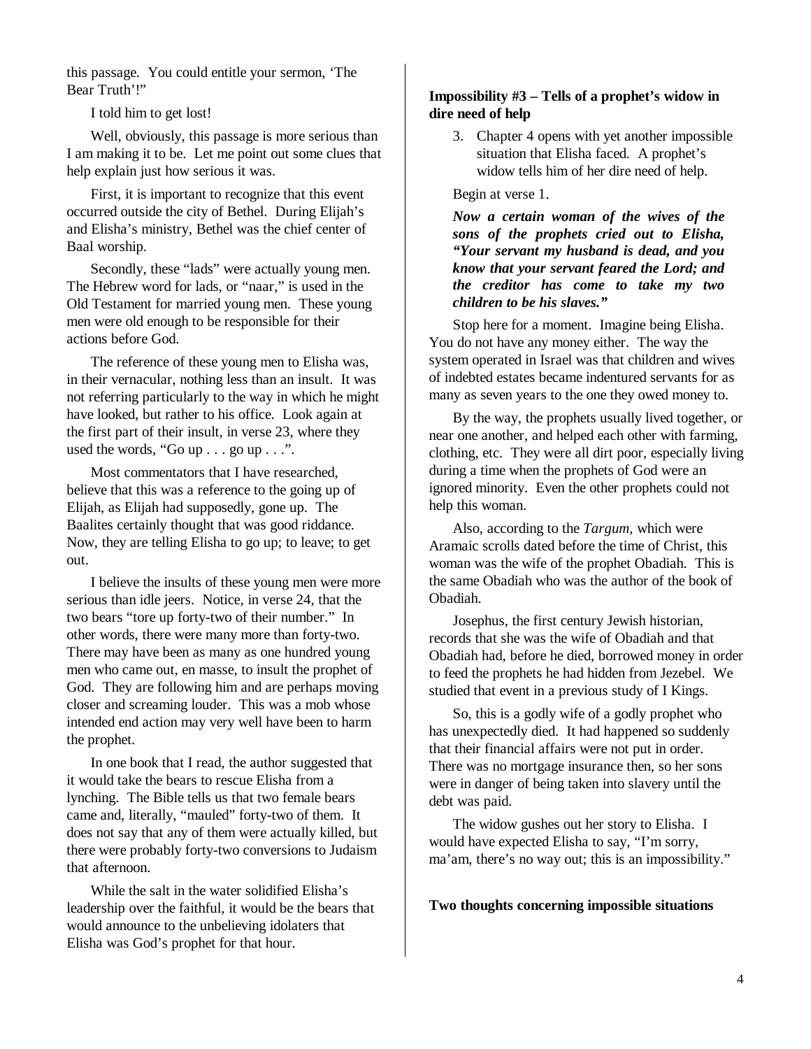this passage. You could entitle your sermon, 'The Bear Truth'!"

I told him to get lost!

Well, obviously, this passage is more serious than I am making it to be. Let me point out some clues that help explain just how serious it was.

First, it is important to recognize that this event occurred outside the city of Bethel. During Elijah's and Elisha's ministry, Bethel was the chief center of Baal worship.

Secondly, these "lads" were actually young men. The Hebrew word for lads, or "naar," is used in the Old Testament for married young men. These young men were old enough to be responsible for their actions before God.

The reference of these young men to Elisha was, in their vernacular, nothing less than an insult. It was not referring particularly to the way in which he might have looked, but rather to his office. Look again at the first part of their insult, in verse 23, where they used the words, "Go up . . . go up . . .".

Most commentators that I have researched, believe that this was a reference to the going up of Elijah, as Elijah had supposedly, gone up. The Baalites certainly thought that was good riddance. Now, they are telling Elisha to go up; to leave; to get out.

I believe the insults of these young men were more serious than idle jeers. Notice, in verse 24, that the two bears "tore up forty-two of their number." In other words, there were many more than forty-two. There may have been as many as one hundred young men who came out, en masse, to insult the prophet of God. They are following him and are perhaps moving closer and screaming louder. This was a mob whose intended end action may very well have been to harm the prophet.

In one book that I read, the author suggested that it would take the bears to rescue Elisha from a lynching. The Bible tells us that two female bears came and, literally, "mauled" forty-two of them. It does not say that any of them were actually killed, but there were probably forty-two conversions to Judaism that afternoon.

While the salt in the water solidified Elisha's leadership over the faithful, it would be the bears that would announce to the unbelieving idolaters that Elisha was God's prophet for that hour.

**Impossibility #3 – Tells of a prophet's widow in dire need of help**

3. Chapter 4 opens with yet another impossible situation that Elisha faced. A prophet's widow tells him of her dire need of help.

Begin at verse 1.

***Now a certain woman of the wives of the sons of the prophets cried out to Elisha, "Your servant my husband is dead, and you know that your servant feared the Lord; and the creditor has come to take my two children to be his slaves."***

Stop here for a moment. Imagine being Elisha. You do not have any money either. The way the system operated in Israel was that children and wives of indebted estates became indentured servants for as many as seven years to the one they owed money to.

By the way, the prophets usually lived together, or near one another, and helped each other with farming, clothing, etc. They were all dirt poor, especially living during a time when the prophets of God were an ignored minority. Even the other prophets could not help this woman.

Also, according to the *Targum*, which were Aramaic scrolls dated before the time of Christ, this woman was the wife of the prophet Obadiah. This is the same Obadiah who was the author of the book of Obadiah.

Josephus, the first century Jewish historian, records that she was the wife of Obadiah and that Obadiah had, before he died, borrowed money in order to feed the prophets he had hidden from Jezebel. We studied that event in a previous study of I Kings.

So, this is a godly wife of a godly prophet who has unexpectedly died. It had happened so suddenly that their financial affairs were not put in order. There was no mortgage insurance then, so her sons were in danger of being taken into slavery until the debt was paid.

The widow gushes out her story to Elisha. I would have expected Elisha to say, "I'm sorry, ma'am, there's no way out; this is an impossibility."

**Two thoughts concerning impossible situations**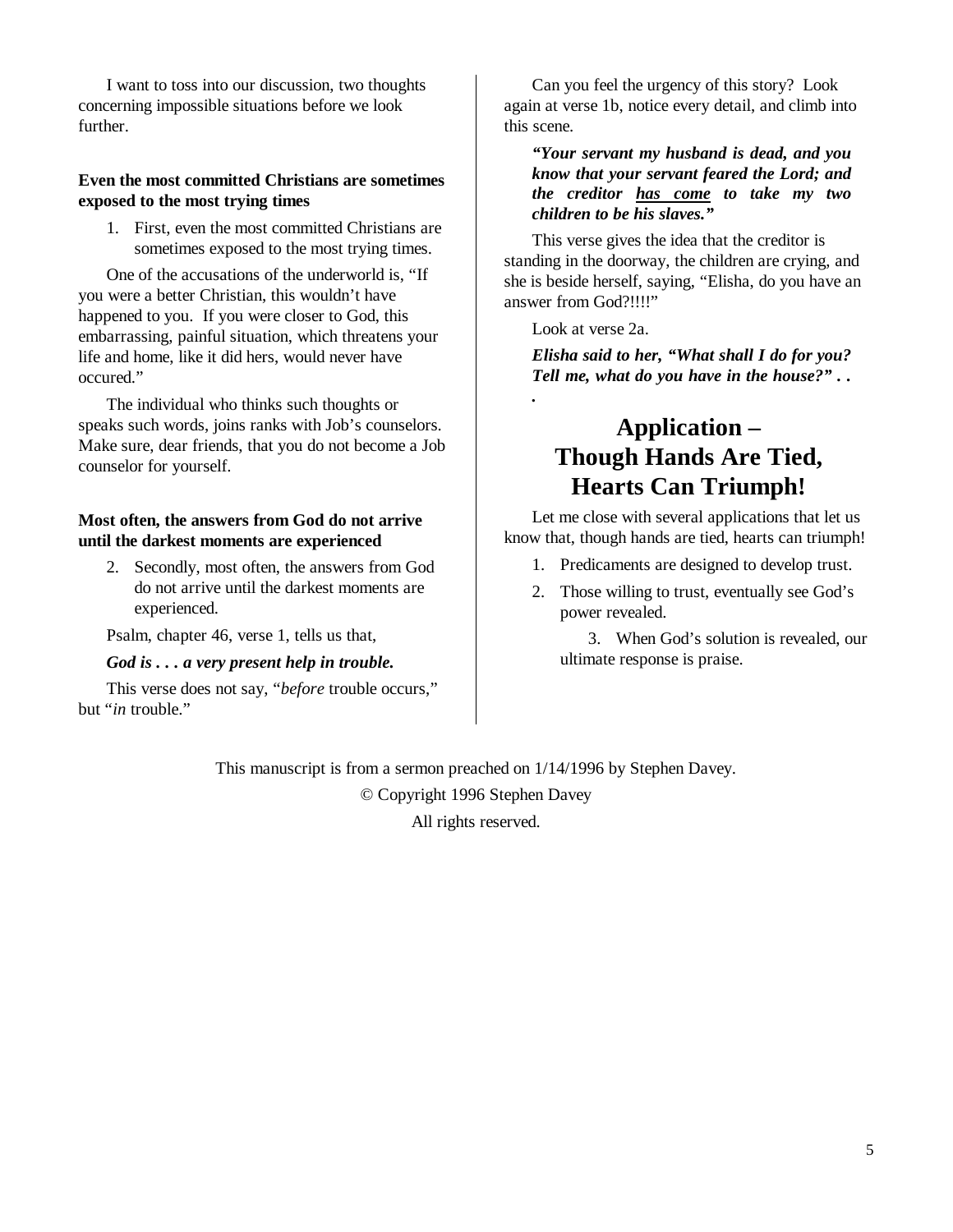I want to toss into our discussion, two thoughts concerning impossible situations before we look further.

**Even the most committed Christians are sometimes exposed to the most trying times**

1. First, even the most committed Christians are sometimes exposed to the most trying times.

One of the accusations of the underworld is, "If you were a better Christian, this wouldn't have happened to you. If you were closer to God, this embarrassing, painful situation, which threatens your life and home, like it did hers, would never have occured."

The individual who thinks such thoughts or speaks such words, joins ranks with Job's counselors. Make sure, dear friends, that you do not become a Job counselor for yourself.

**Most often, the answers from God do not arrive until the darkest moments are experienced**

2. Secondly, most often, the answers from God do not arrive until the darkest moments are experienced.

Psalm, chapter 46, verse 1, tells us that,

***God is . . . a very present help in trouble.***

This verse does not say, "*before* trouble occurs," but "*in* trouble."

Can you feel the urgency of this story? Look again at verse 1b, notice every detail, and climb into this scene.

> ***"Your servant my husband is dead, and you know that your servant feared the Lord; and the creditor <u>has come</u> to take my two children to be his slaves."***

This verse gives the idea that the creditor is standing in the doorway, the children are crying, and she is beside herself, saying, "Elisha, do you have an answer from God?!!!!"

Look at verse 2a.

> ***Elisha said to her, "What shall I do for you? Tell me, what do you have in the house?" . . .***

## Application – Though Hands Are Tied, Hearts Can Triumph!

Let me close with several applications that let us know that, though hands are tied, hearts can triumph!

1. Predicaments are designed to develop trust.
2. Those willing to trust, eventually see God's power revealed.
3. When God's solution is revealed, our ultimate response is praise.

This manuscript is from a sermon preached on 1/14/1996 by Stephen Davey.

© Copyright 1996 Stephen Davey

All rights reserved.